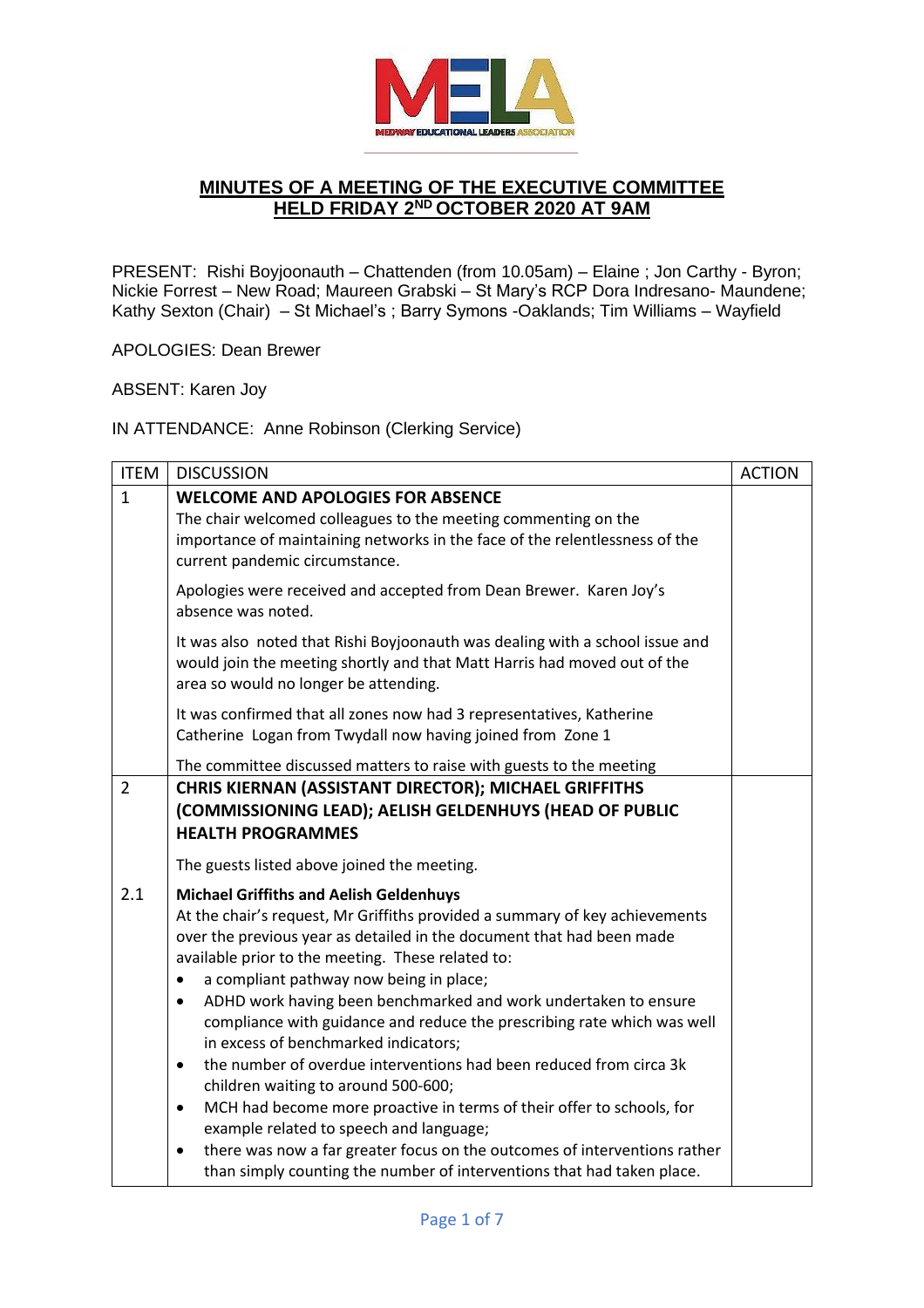**MINUTES OF A MEETING OF THE EXECUTIVE COMMITTEE HELD FRIDAY 2ND OCTOBER 2020 AT 9AM**

PRESENT: Rishi Boyjoonauth – Chattenden (from 10.05am) – Elaine ; Jon Carthy - Byron; Nickie Forrest – New Road; Maureen Grabski – St Mary's RCP Dora Indresano- Maundene; Kathy Sexton (Chair) – St Michael's ; Barry Symons -Oaklands; Tim Williams – Wayfield

APOLOGIES: Dean Brewer

ABSENT: Karen Joy

IN ATTENDANCE: Anne Robinson (Clerking Service)

| ITEM | DISCUSSION | ACTION |
|---|---|---|
| 1 | **WELCOME AND APOLOGIES FOR ABSENCE**<br>The chair welcomed colleagues to the meeting commenting on the importance of maintaining networks in the face of the relentlessness of the current pandemic circumstance.<br><br>Apologies were received and accepted from Dean Brewer. Karen Joy's absence was noted.<br><br>It was also noted that Rishi Boyjoonauth was dealing with a school issue and would join the meeting shortly and that Matt Harris had moved out of the area so would no longer be attending.<br><br>It was confirmed that all zones now had 3 representatives, Katherine Catherine Logan from Twydall now having joined from Zone 1<br><br>The committee discussed matters to raise with guests to the meeting | |
| 2 | **CHRIS KIERNAN (ASSISTANT DIRECTOR); MICHAEL GRIFFITHS (COMMISSIONING LEAD); AELISH GELDENHUYS (HEAD OF PUBLIC HEALTH PROGRAMMES**<br><br>The guests listed above joined the meeting. | |
| 2.1 | **Michael Griffiths and Aelish Geldenhuys**<br>At the chair's request, Mr Griffiths provided a summary of key achievements over the previous year as detailed in the document that had been made available prior to the meeting. These related to:<br>• a compliant pathway now being in place;<br>• ADHD work having been benchmarked and work undertaken to ensure compliance with guidance and reduce the prescribing rate which was well in excess of benchmarked indicators;<br>• the number of overdue interventions had been reduced from circa 3k children waiting to around 500-600;<br>• MCH had become more proactive in terms of their offer to schools, for example related to speech and language;<br>• there was now a far greater focus on the outcomes of interventions rather than simply counting the number of interventions that had taken place. | |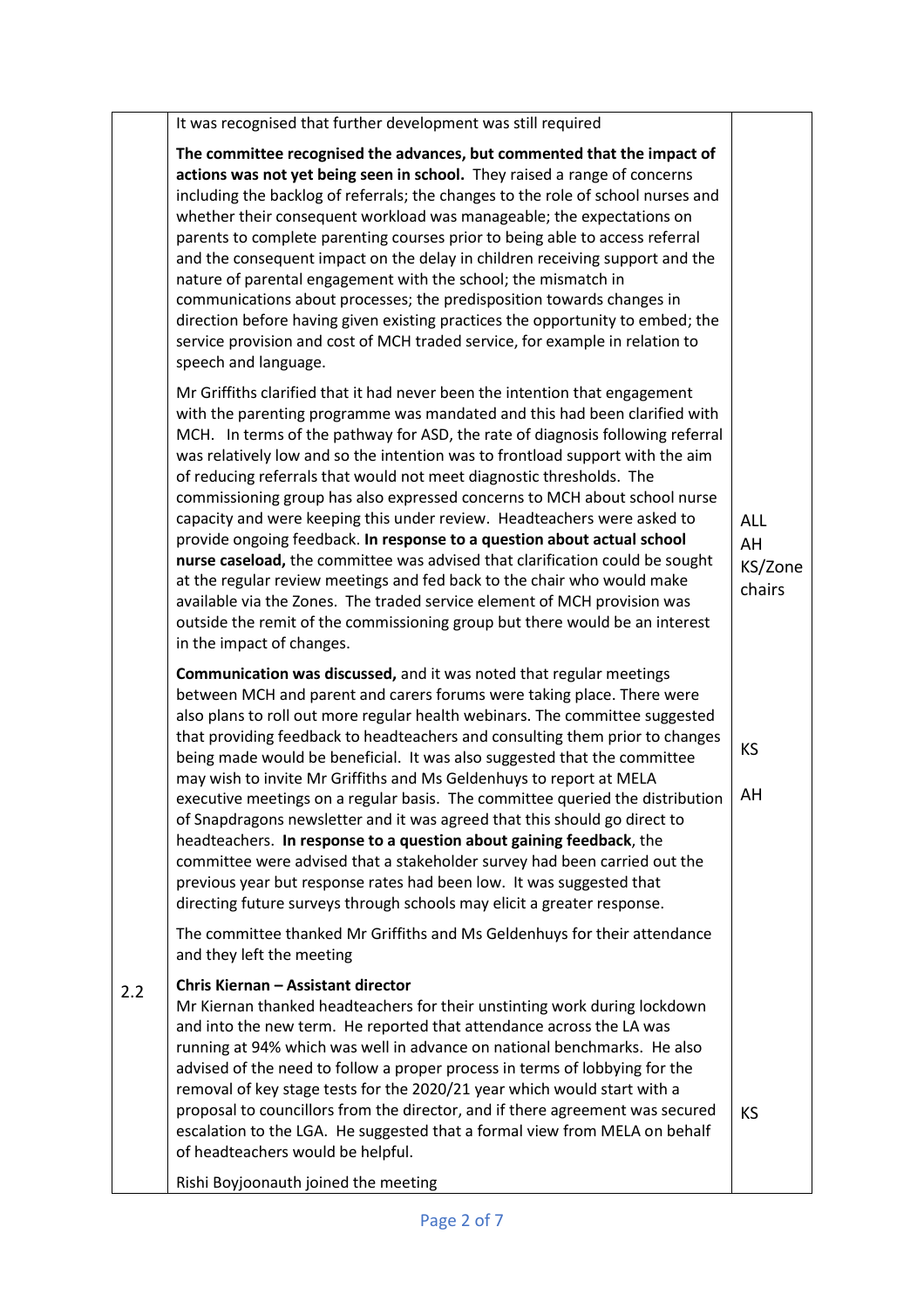| | | |
|---|---|---|
| | It was recognised that further development was still required<br><br>**The committee recognised the advances, but commented that the impact of actions was not yet being seen in school.** They raised a range of concerns including the backlog of referrals; the changes to the role of school nurses and whether their consequent workload was manageable; the expectations on parents to complete parenting courses prior to being able to access referral and the consequent impact on the delay in children receiving support and the nature of parental engagement with the school; the mismatch in communications about processes; the predisposition towards changes in direction before having given existing practices the opportunity to embed; the service provision and cost of MCH traded service, for example in relation to speech and language. | |
| | Mr Griffiths clarified that it had never been the intention that engagement with the parenting programme was mandated and this had been clarified with MCH. In terms of the pathway for ASD, the rate of diagnosis following referral was relatively low and so the intention was to frontload support with the aim of reducing referrals that would not meet diagnostic thresholds. The commissioning group has also expressed concerns to MCH about school nurse capacity and were keeping this under review. Headteachers were asked to provide ongoing feedback. **In response to a question about actual school nurse caseload,** the committee was advised that clarification could be sought at the regular review meetings and fed back to the chair who would make available via the Zones. The traded service element of MCH provision was outside the remit of the commissioning group but there would be an interest in the impact of changes. | ALL<br>AH<br>KS/Zone chairs |
| | **Communication was discussed,** and it was noted that regular meetings between MCH and parent and carers forums were taking place. There were also plans to roll out more regular health webinars. The committee suggested that providing feedback to headteachers and consulting them prior to changes being made would be beneficial. It was also suggested that the committee may wish to invite Mr Griffiths and Ms Geldenhuys to report at MELA executive meetings on a regular basis. The committee queried the distribution of Snapdragons newsletter and it was agreed that this should go direct to headteachers. **In response to a question about gaining feedback**, the committee were advised that a stakeholder survey had been carried out the previous year but response rates had been low. It was suggested that directing future surveys through schools may elicit a greater response. | KS<br><br>AH |
| | The committee thanked Mr Griffiths and Ms Geldenhuys for their attendance and they left the meeting | |
| 2.2 | **Chris Kiernan – Assistant director**<br>Mr Kiernan thanked headteachers for their unstinting work during lockdown and into the new term. He reported that attendance across the LA was running at 94% which was well in advance on national benchmarks. He also advised of the need to follow a proper process in terms of lobbying for the removal of key stage tests for the 2020/21 year which would start with a proposal to councillors from the director, and if there agreement was secured escalation to the LGA. He suggested that a formal view from MELA on behalf of headteachers would be helpful. | KS |
| | Rishi Boyjoonauth joined the meeting | |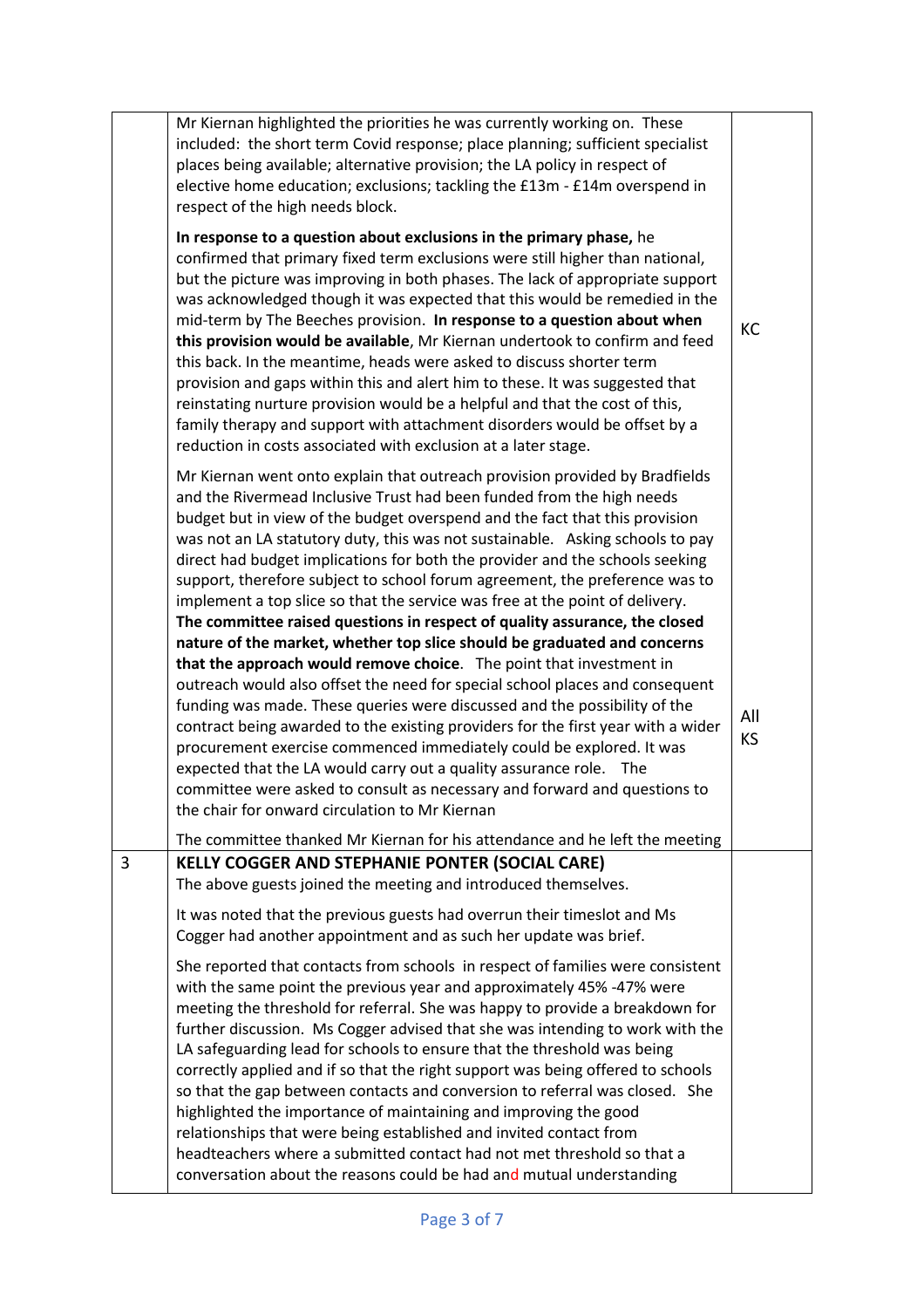| | | |
|---|---|---|
| | Mr Kiernan highlighted the priorities he was currently working on. These included: the short term Covid response; place planning; sufficient specialist places being available; alternative provision; the LA policy in respect of elective home education; exclusions; tackling the £13m - £14m overspend in respect of the high needs block.<br><br>**In response to a question about exclusions in the primary phase,** he confirmed that primary fixed term exclusions were still higher than national, but the picture was improving in both phases. The lack of appropriate support was acknowledged though it was expected that this would be remedied in the mid-term by The Beeches provision. **In response to a question about when this provision would be available**, Mr Kiernan undertook to confirm and feed this back. In the meantime, heads were asked to discuss shorter term provision and gaps within this and alert him to these. It was suggested that reinstating nurture provision would be a helpful and that the cost of this, family therapy and support with attachment disorders would be offset by a reduction in costs associated with exclusion at a later stage.<br><br>Mr Kiernan went onto explain that outreach provision provided by Bradfields and the Rivermead Inclusive Trust had been funded from the high needs budget but in view of the budget overspend and the fact that this provision was not an LA statutory duty, this was not sustainable. Asking schools to pay direct had budget implications for both the provider and the schools seeking support, therefore subject to school forum agreement, the preference was to implement a top slice so that the service was free at the point of delivery. **The committee raised questions in respect of quality assurance, the closed nature of the market, whether top slice should be graduated and concerns that the approach would remove choice**. The point that investment in outreach would also offset the need for special school places and consequent funding was made. These queries were discussed and the possibility of the contract being awarded to the existing providers for the first year with a wider procurement exercise commenced immediately could be explored. It was expected that the LA would carry out a quality assurance role. The committee were asked to consult as necessary and forward and questions to the chair for onward circulation to Mr Kiernan<br><br>The committee thanked Mr Kiernan for his attendance and he left the meeting | KC<br><br>All<br>KS |
| 3 | **KELLY COGGER AND STEPHANIE PONTER (SOCIAL CARE)**<br>The above guests joined the meeting and introduced themselves.<br><br>It was noted that the previous guests had overrun their timeslot and Ms Cogger had another appointment and as such her update was brief.<br><br>She reported that contacts from schools in respect of families were consistent with the same point the previous year and approximately 45% -47% were meeting the threshold for referral. She was happy to provide a breakdown for further discussion. Ms Cogger advised that she was intending to work with the LA safeguarding lead for schools to ensure that the threshold was being correctly applied and if so that the right support was being offered to schools so that the gap between contacts and conversion to referral was closed. She highlighted the importance of maintaining and improving the good relationships that were being established and invited contact from headteachers where a submitted contact had not met threshold so that a conversation about the reasons could be had and mutual understanding | |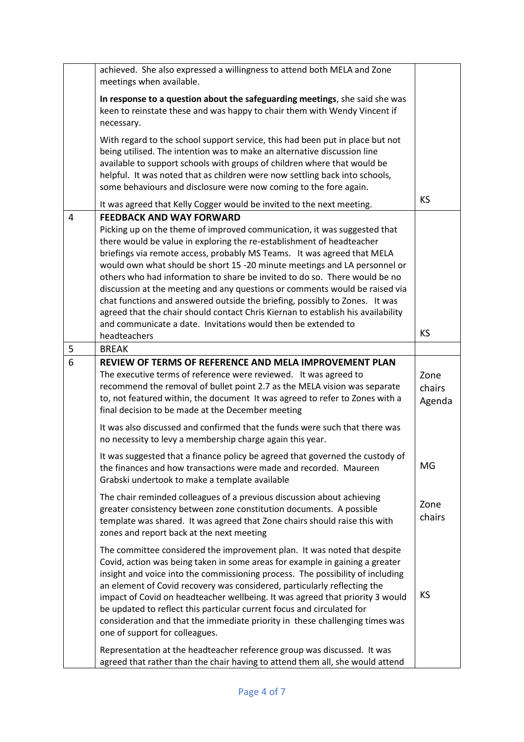| | | |
|---|---|---|
| | achieved. She also expressed a willingness to attend both MELA and Zone meetings when available.<br><br>**In response to a question about the safeguarding meetings**, she said she was keen to reinstate these and was happy to chair them with Wendy Vincent if necessary.<br><br>With regard to the school support service, this had been put in place but not being utilised. The intention was to make an alternative discussion line available to support schools with groups of children where that would be helpful. It was noted that as children were now settling back into schools, some behaviours and disclosure were now coming to the fore again.<br><br>It was agreed that Kelly Cogger would be invited to the next meeting. | KS |
| 4 | **FEEDBACK AND WAY FORWARD**<br>Picking up on the theme of improved communication, it was suggested that there would be value in exploring the re-establishment of headteacher briefings via remote access, probably MS Teams. It was agreed that MELA would own what should be short 15 -20 minute meetings and LA personnel or others who had information to share be invited to do so. There would be no discussion at the meeting and any questions or comments would be raised via chat functions and answered outside the briefing, possibly to Zones. It was agreed that the chair should contact Chris Kiernan to establish his availability and communicate a date. Invitations would then be extended to headteachers | KS |
| 5 | BREAK | |
| 6 | **REVIEW OF TERMS OF REFERENCE AND MELA IMPROVEMENT PLAN**<br>The executive terms of reference were reviewed. It was agreed to recommend the removal of bullet point 2.7 as the MELA vision was separate to, not featured within, the document It was agreed to refer to Zones with a final decision to be made at the December meeting<br><br>It was also discussed and confirmed that the funds were such that there was no necessity to levy a membership charge again this year.<br><br>It was suggested that a finance policy be agreed that governed the custody of the finances and how transactions were made and recorded. Maureen Grabski undertook to make a template available<br><br>The chair reminded colleagues of a previous discussion about achieving greater consistency between zone constitution documents. A possible template was shared. It was agreed that Zone chairs should raise this with zones and report back at the next meeting<br><br>The committee considered the improvement plan. It was noted that despite Covid, action was being taken in some areas for example in gaining a greater insight and voice into the commissioning process. The possibility of including an element of Covid recovery was considered, particularly reflecting the impact of Covid on headteacher wellbeing. It was agreed that priority 3 would be updated to reflect this particular current focus and circulated for consideration and that the immediate priority in these challenging times was one of support for colleagues.<br><br>Representation at the headteacher reference group was discussed. It was agreed that rather than the chair having to attend them all, she would attend | Zone chairs Agenda<br><br>MG<br><br>Zone chairs<br><br>KS |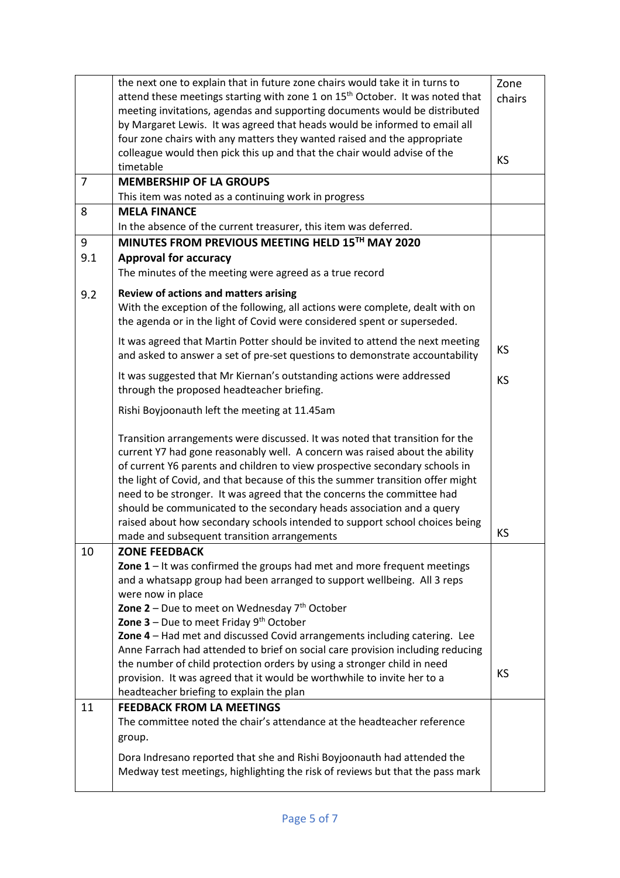| | | |
|---|---|---|
| | the next one to explain that in future zone chairs would take it in turns to attend these meetings starting with zone 1 on 15th October. It was noted that meeting invitations, agendas and supporting documents would be distributed by Margaret Lewis. It was agreed that heads would be informed to email all four zone chairs with any matters they wanted raised and the appropriate colleague would then pick this up and that the chair would advise of the timetable | Zone chairs<br><br>KS |
| 7 | **MEMBERSHIP OF LA GROUPS**<br>This item was noted as a continuing work in progress | |
| 8 | **MELA FINANCE**<br>In the absence of the current treasurer, this item was deferred. | |
| 9<br>9.1 | **MINUTES FROM PREVIOUS MEETING HELD 15TH MAY 2020**<br>**Approval for accuracy**<br>The minutes of the meeting were agreed as a true record | |
| 9.2 | **Review of actions and matters arising**<br>With the exception of the following, all actions were complete, dealt with on the agenda or in the light of Covid were considered spent or superseded. | |
| | It was agreed that Martin Potter should be invited to attend the next meeting and asked to answer a set of pre-set questions to demonstrate accountability | KS |
| | It was suggested that Mr Kiernan's outstanding actions were addressed through the proposed headteacher briefing. | KS |
| | Rishi Boyjoonauth left the meeting at 11.45am<br><br>Transition arrangements were discussed. It was noted that transition for the current Y7 had gone reasonably well. A concern was raised about the ability of current Y6 parents and children to view prospective secondary schools in the light of Covid, and that because of this the summer transition offer might need to be stronger. It was agreed that the concerns the committee had should be communicated to the secondary heads association and a query raised about how secondary schools intended to support school choices being made and subsequent transition arrangements | KS |
| 10 | **ZONE FEEDBACK**<br>**Zone 1** – It was confirmed the groups had met and more frequent meetings and a whatsapp group had been arranged to support wellbeing. All 3 reps were now in place<br>**Zone 2** – Due to meet on Wednesday 7th October<br>**Zone 3** – Due to meet Friday 9th October<br>**Zone 4** – Had met and discussed Covid arrangements including catering. Lee Anne Farrach had attended to brief on social care provision including reducing the number of child protection orders by using a stronger child in need provision. It was agreed that it would be worthwhile to invite her to a headteacher briefing to explain the plan | KS |
| 11 | **FEEDBACK FROM LA MEETINGS**<br>The committee noted the chair's attendance at the headteacher reference group.<br><br>Dora Indresano reported that she and Rishi Boyjoonauth had attended the Medway test meetings, highlighting the risk of reviews but that the pass mark | |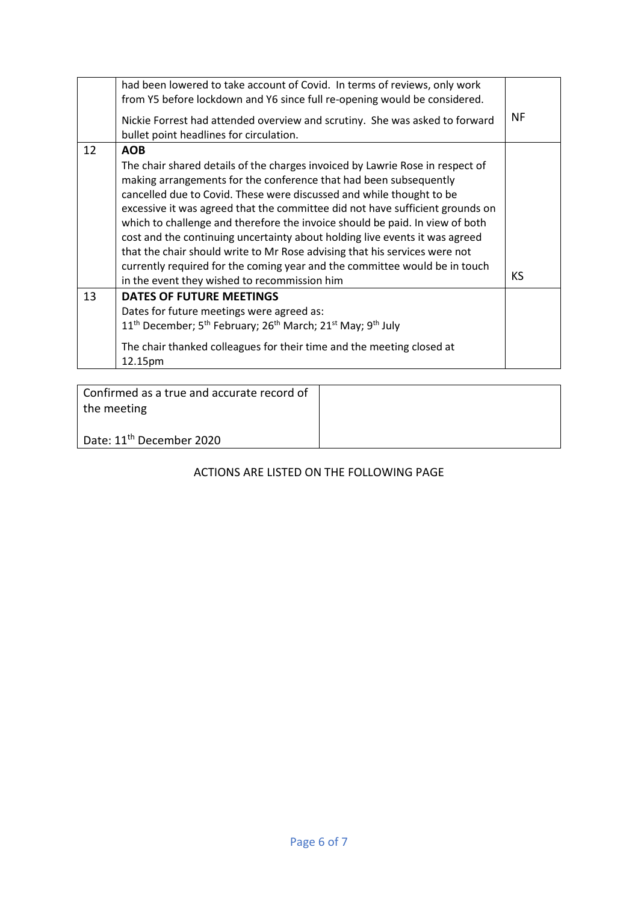| | | |
|---|---|---|
| | had been lowered to take account of Covid. In terms of reviews, only work from Y5 before lockdown and Y6 since full re-opening would be considered.<br><br>Nickie Forrest had attended overview and scrutiny. She was asked to forward bullet point headlines for circulation. | NF |
| 12 | **AOB**<br>The chair shared details of the charges invoiced by Lawrie Rose in respect of making arrangements for the conference that had been subsequently cancelled due to Covid. These were discussed and while thought to be excessive it was agreed that the committee did not have sufficient grounds on which to challenge and therefore the invoice should be paid. In view of both cost and the continuing uncertainty about holding live events it was agreed that the chair should write to Mr Rose advising that his services were not currently required for the coming year and the committee would be in touch in the event they wished to recommission him | KS |
| 13 | **DATES OF FUTURE MEETINGS**<br>Dates for future meetings were agreed as:<br>11th December; 5th February; 26th March; 21st May; 9th July<br><br>The chair thanked colleagues for their time and the meeting closed at 12.15pm | |

| | |
|---|---|
| Confirmed as a true and accurate record of the meeting<br><br>Date: 11th December 2020 | |

ACTIONS ARE LISTED ON THE FOLLOWING PAGE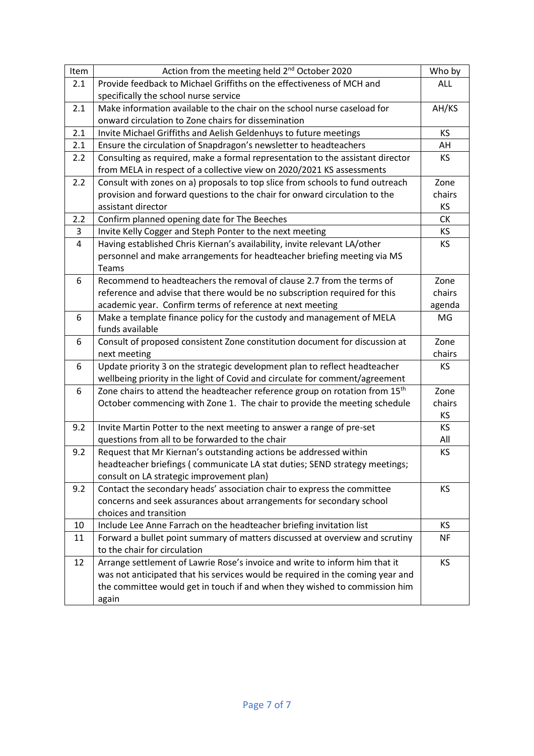| Item | Action from the meeting held 2nd October 2020 | Who by |
|---|---|---|
| 2.1 | Provide feedback to Michael Griffiths on the effectiveness of MCH and specifically the school nurse service | ALL |
| 2.1 | Make information available to the chair on the school nurse caseload for onward circulation to Zone chairs for dissemination | AH/KS |
| 2.1 | Invite Michael Griffiths and Aelish Geldenhuys to future meetings | KS |
| 2.1 | Ensure the circulation of Snapdragon's newsletter to headteachers | AH |
| 2.2 | Consulting as required, make a formal representation to the assistant director from MELA in respect of a collective view on 2020/2021 KS assessments | KS |
| 2.2 | Consult with zones on a) proposals to top slice from schools to fund outreach provision and forward questions to the chair for onward circulation to the assistant director | Zone chairs KS |
| 2.2 | Confirm planned opening date for The Beeches | CK |
| 3 | Invite Kelly Cogger and Steph Ponter to the next meeting | KS |
| 4 | Having established Chris Kiernan's availability, invite relevant LA/other personnel and make arrangements for headteacher briefing meeting via MS Teams | KS |
| 6 | Recommend to headteachers the removal of clause 2.7 from the terms of reference and advise that there would be no subscription required for this academic year. Confirm terms of reference at next meeting | Zone chairs agenda |
| 6 | Make a template finance policy for the custody and management of MELA funds available | MG |
| 6 | Consult of proposed consistent Zone constitution document for discussion at next meeting | Zone chairs |
| 6 | Update priority 3 on the strategic development plan to reflect headteacher wellbeing priority in the light of Covid and circulate for comment/agreement | KS |
| 6 | Zone chairs to attend the headteacher reference group on rotation from 15th October commencing with Zone 1. The chair to provide the meeting schedule | Zone chairs KS |
| 9.2 | Invite Martin Potter to the next meeting to answer a range of pre-set questions from all to be forwarded to the chair | KS All |
| 9.2 | Request that Mr Kiernan's outstanding actions be addressed within headteacher briefings ( communicate LA stat duties; SEND strategy meetings; consult on LA strategic improvement plan) | KS |
| 9.2 | Contact the secondary heads' association chair to express the committee concerns and seek assurances about arrangements for secondary school choices and transition | KS |
| 10 | Include Lee Anne Farrach on the headteacher briefing invitation list | KS |
| 11 | Forward a bullet point summary of matters discussed at overview and scrutiny to the chair for circulation | NF |
| 12 | Arrange settlement of Lawrie Rose's invoice and write to inform him that it was not anticipated that his services would be required in the coming year and the committee would get in touch if and when they wished to commission him again | KS |